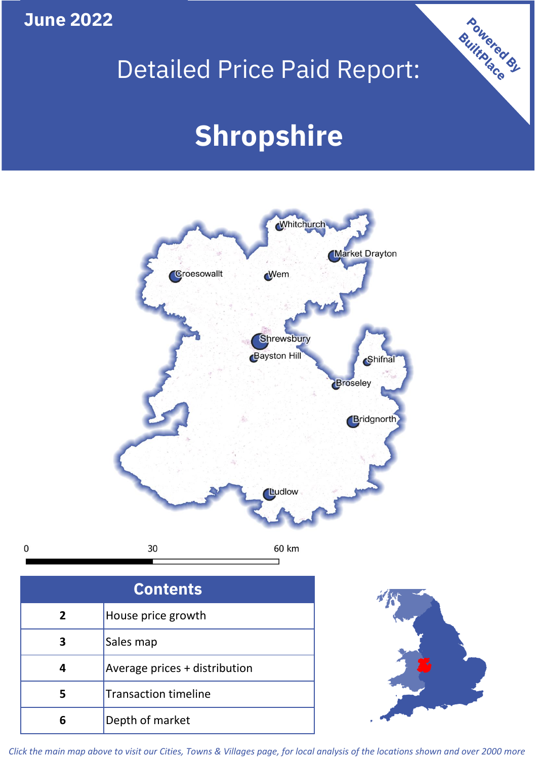June 2022

# Detailed Price Paid Report:

# Shropshire

Powered By BuiltPlace

Whitchurch
Market Drayton
Croesowallt
Wem
Shrewsbury
Bayston Hill
Shifnal
Broseley
Bridgnorth
Ludlow

0 30 60 km

| Contents | |
|---|---|
| 2 | House price growth |
| 3 | Sales map |
| 4 | Average prices + distribution |
| 5 | Transaction timeline |
| 6 | Depth of market |

*Click the main map above to visit our Cities, Towns & Villages page, for local analysis of the locations shown and over 2000 more*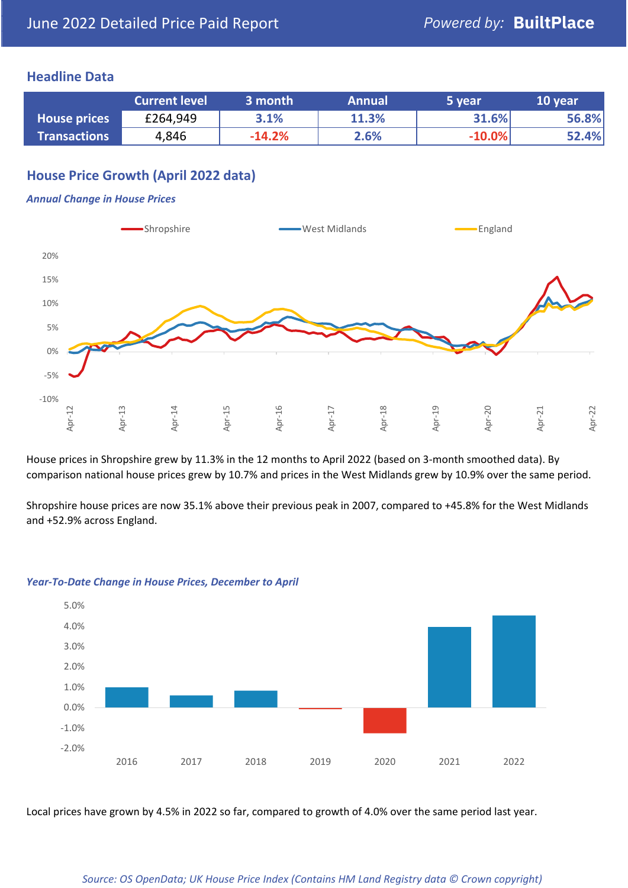## Headline Data

| | Current level | 3 month | Annual | 5 year | 10 year |
|---|---|---|---|---|---|
| **House prices** | £264,949 | 3.1% | 11.3% | 31.6% | 56.8% |
| **Transactions** | 4,846 | -14.2% | 2.6% | -10.0% | 52.4% |

## House Price Growth (April 2022 data)

### *Annual Change in House Prices*

House prices in Shropshire grew by 11.3% in the 12 months to April 2022 (based on 3-month smoothed data). By comparison national house prices grew by 10.7% and prices in the West Midlands grew by 10.9% over the same period.

Shropshire house prices are now 35.1% above their previous peak in 2007, compared to +45.8% for the West Midlands and +52.9% across England.

### *Year-To-Date Change in House Prices, December to April*

Local prices have grown by 4.5% in 2022 so far, compared to growth of 4.0% over the same period last year.

*Source: OS OpenData; UK House Price Index (Contains HM Land Registry data © Crown copyright)*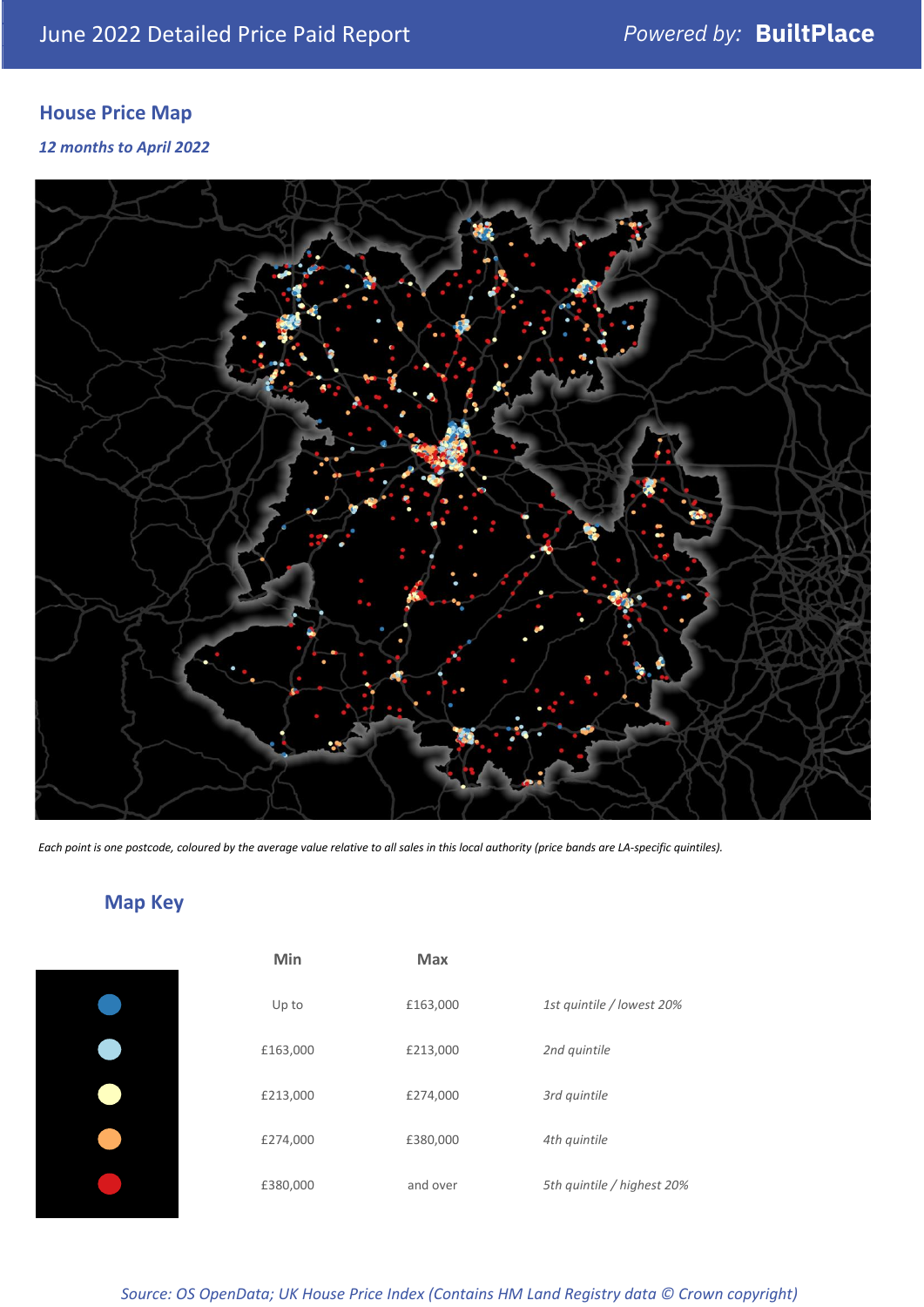June 2022 Detailed Price Paid Report

*Powered by:* **BuiltPlace**

## House Price Map

*12 months to April 2022*

*Each point is one postcode, coloured by the average value relative to all sales in this local authority (price bands are LA-specific quintiles).*

## Map Key

| | Min | Max | |
|---|---|---|---|
| ● | Up to | £163,000 | *1st quintile / lowest 20%* |
| ● | £163,000 | £213,000 | *2nd quintile* |
| ● | £213,000 | £274,000 | *3rd quintile* |
| ● | £274,000 | £380,000 | *4th quintile* |
| ● | £380,000 | and over | *5th quintile / highest 20%* |

*Source: OS OpenData; UK House Price Index (Contains HM Land Registry data © Crown copyright)*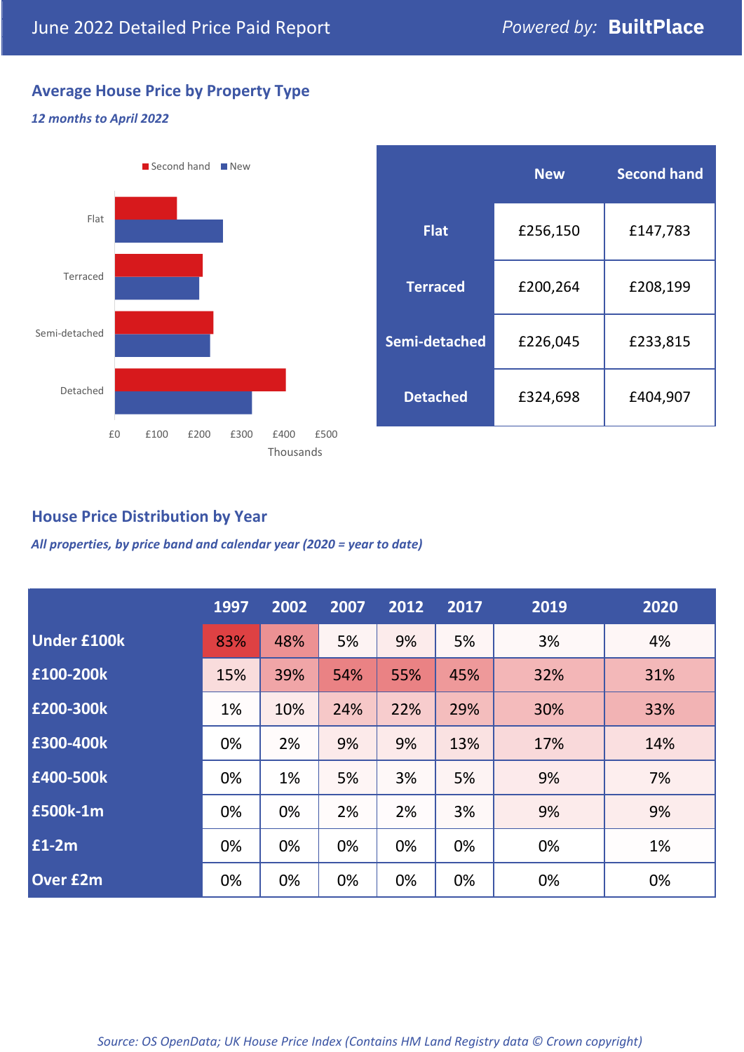June 2022 Detailed Price Paid Report

Powered by: **BuiltPlace**

## Average House Price by Property Type

*12 months to April 2022*

| | New | Second hand |
|---|---|---|
| **Flat** | £256,150 | £147,783 |
| **Terraced** | £200,264 | £208,199 |
| **Semi-detached** | £226,045 | £233,815 |
| **Detached** | £324,698 | £404,907 |

## House Price Distribution by Year

*All properties, by price band and calendar year (2020 = year to date)*

| | 1997 | 2002 | 2007 | 2012 | 2017 | 2019 | 2020 |
|---|---|---|---|---|---|---|---|
| **Under £100k** | 83% | 48% | 5% | 9% | 5% | 3% | 4% |
| **£100-200k** | 15% | 39% | 54% | 55% | 45% | 32% | 31% |
| **£200-300k** | 1% | 10% | 24% | 22% | 29% | 30% | 33% |
| **£300-400k** | 0% | 2% | 9% | 9% | 13% | 17% | 14% |
| **£400-500k** | 0% | 1% | 5% | 3% | 5% | 9% | 7% |
| **£500k-1m** | 0% | 0% | 2% | 2% | 3% | 9% | 9% |
| **£1-2m** | 0% | 0% | 0% | 0% | 0% | 0% | 1% |
| **Over £2m** | 0% | 0% | 0% | 0% | 0% | 0% | 0% |

*Source: OS OpenData; UK House Price Index (Contains HM Land Registry data © Crown copyright)*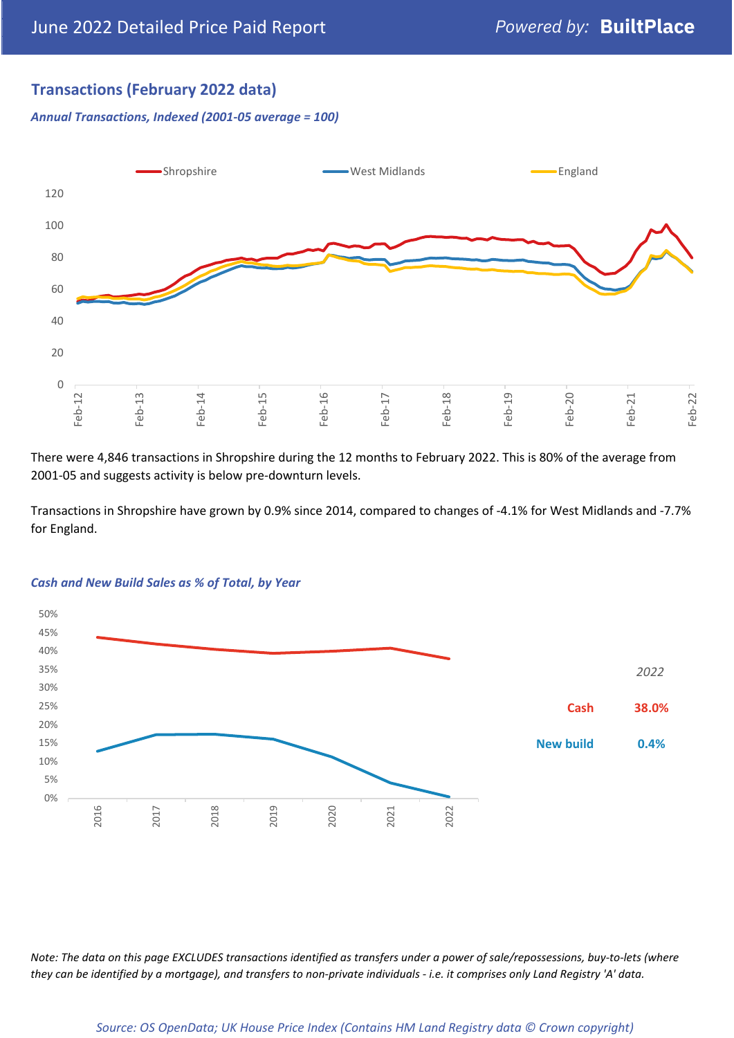## Transactions (February 2022 data)

*Annual Transactions, Indexed (2001-05 average = 100)*

There were 4,846 transactions in Shropshire during the 12 months to February 2022. This is 80% of the average from 2001-05 and suggests activity is below pre-downturn levels.

Transactions in Shropshire have grown by 0.9% since 2014, compared to changes of -4.1% for West Midlands and -7.7% for England.

*Cash and New Build Sales as % of Total, by Year*

| 2022 | |
|---|---|
| Cash | 38.0% |
| New build | 0.4% |

*Note: The data on this page EXCLUDES transactions identified as transfers under a power of sale/repossessions, buy-to-lets (where they can be identified by a mortgage), and transfers to non-private individuals - i.e. it comprises only Land Registry 'A' data.*

*Source: OS OpenData; UK House Price Index (Contains HM Land Registry data © Crown copyright)*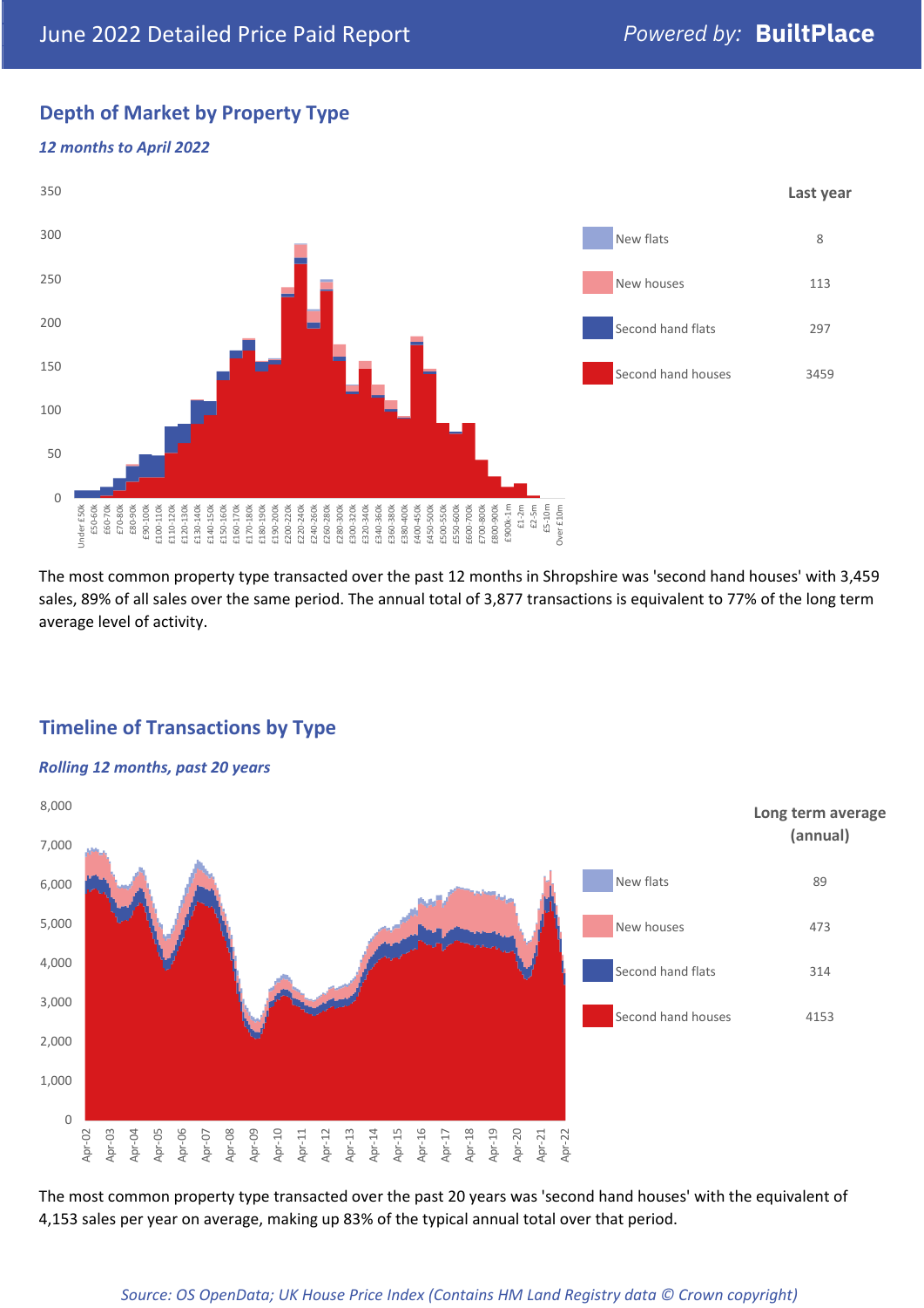# June 2022 Detailed Price Paid Report

*Powered by:* **BuiltPlace**

## Depth of Market by Property Type

*12 months to April 2022*

350
300
250
200
150
100
50
0

Under £50k, £50-60k, £60-70k, £70-80k, £80-90k, £90-100k, £100-110k, £110-120k, £120-130k, £130-140k, £140-150k, £150-160k, £160-170k, £170-180k, £180-190k, £190-200k, £200-220k, £220-240k, £240-260k, £260-280k, £280-300k, £300-320k, £320-340k, £340-360k, £360-380k, £380-400k, £400-450k, £450-500k, £500-550k, £550-600k, £600-700k, £700-800k, £800-900k, £900k-1m, £1-2m, £2-5m, £5-10m, Over £10m

**Last year**

New flats 8

New houses 113

Second hand flats 297

Second hand houses 3459

The most common property type transacted over the past 12 months in Shropshire was 'second hand houses' with 3,459 sales, 89% of all sales over the same period. The annual total of 3,877 transactions is equivalent to 77% of the long term average level of activity.

## Timeline of Transactions by Type

*Rolling 12 months, past 20 years*

8,000
7,000
6,000
5,000
4,000
3,000
2,000
1,000
0

Apr-02, Apr-03, Apr-04, Apr-05, Apr-06, Apr-07, Apr-08, Apr-09, Apr-10, Apr-11, Apr-12, Apr-13, Apr-14, Apr-15, Apr-16, Apr-17, Apr-18, Apr-19, Apr-20, Apr-21, Apr-22

**Long term average (annual)**

New flats 89

New houses 473

Second hand flats 314

Second hand houses 4153

The most common property type transacted over the past 20 years was 'second hand houses' with the equivalent of 4,153 sales per year on average, making up 83% of the typical annual total over that period.

*Source: OS OpenData; UK House Price Index (Contains HM Land Registry data © Crown copyright)*